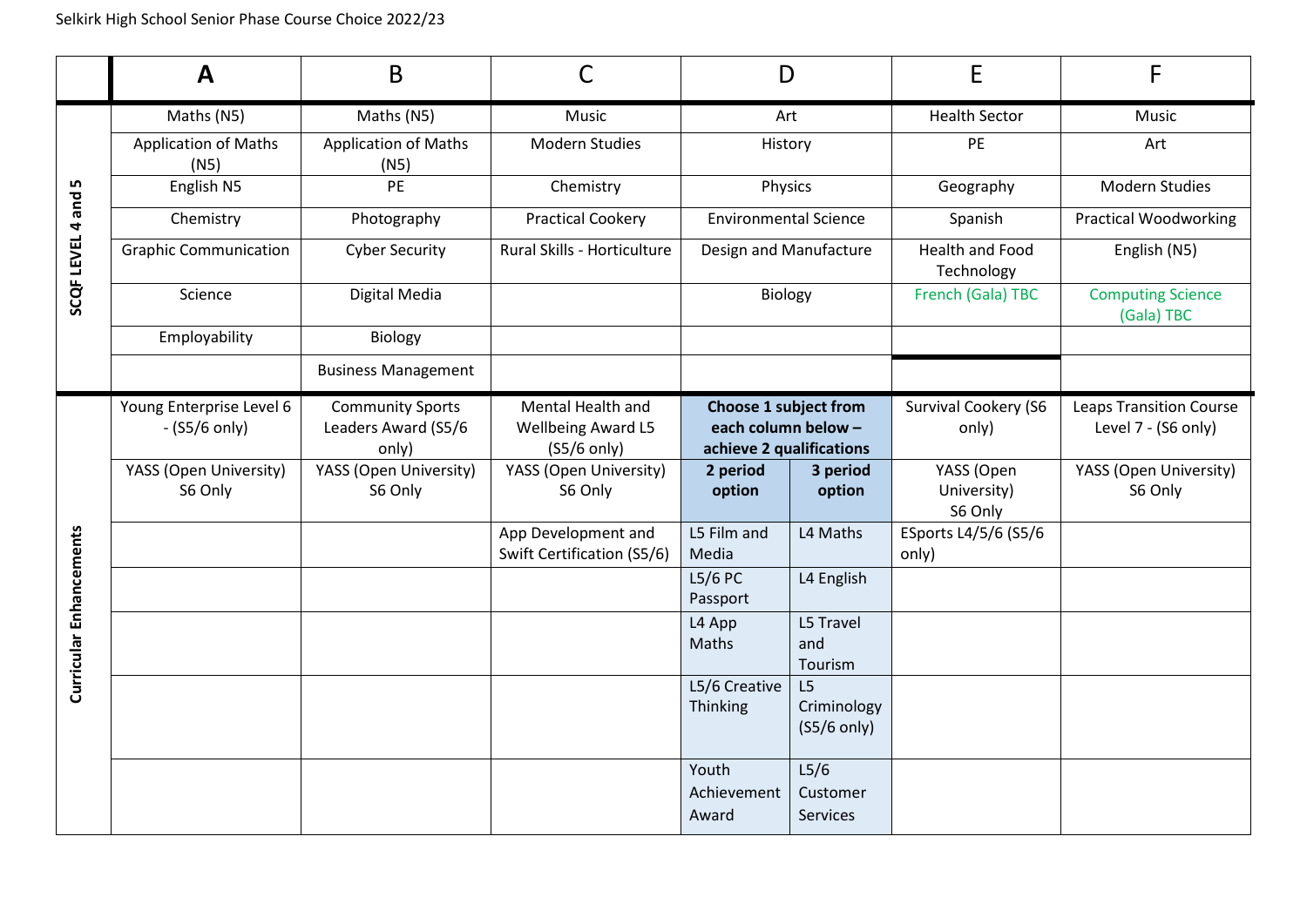Selkirk High School Senior Phase Course Choice 2022/23

| | A | B | C | D | | E | F |
|---|---|---|---|---|---|---|---|
| **SCQF LEVEL 4 and 5** | Maths (N5) | Maths (N5) | Music | Art | | Health Sector | Music |
| | Application of Maths (N5) | Application of Maths (N5) | Modern Studies | History | | PE | Art |
| | English N5 | PE | Chemistry | Physics | | Geography | Modern Studies |
| | Chemistry | Photography | Practical Cookery | Environmental Science | | Spanish | Practical Woodworking |
| | Graphic Communication | Cyber Security | Rural Skills - Horticulture | Design and Manufacture | | Health and Food Technology | English (N5) |
| | Science | Digital Media | | Biology | | French (Gala) TBC | Computing Science (Gala) TBC |
| | Employability | Biology | | | | | |
| | | Business Management | | | | | |
| **Curricular Enhancements** | Young Enterprise Level 6 - (S5/6 only) | Community Sports Leaders Award (S5/6 only) | Mental Health and Wellbeing Award L5 (S5/6 only) | **Choose 1 subject from each column below – achieve 2 qualifications** | | Survival Cookery (S6 only) | Leaps Transition Course Level 7 - (S6 only) |
| | YASS (Open University) S6 Only | YASS (Open University) S6 Only | YASS (Open University) S6 Only | **2 period option** | **3 period option** | YASS (Open University) S6 Only | YASS (Open University) S6 Only |
| | | | App Development and Swift Certification (S5/6) | L5 Film and Media | L4 Maths | ESports L4/5/6 (S5/6 only) | |
| | | | | L5/6 PC Passport | L4 English | | |
| | | | | L4 App Maths | L5 Travel and Tourism | | |
| | | | | L5/6 Creative Thinking | L5 Criminology (S5/6 only) | | |
| | | | | Youth Achievement Award | L5/6 Customer Services | | |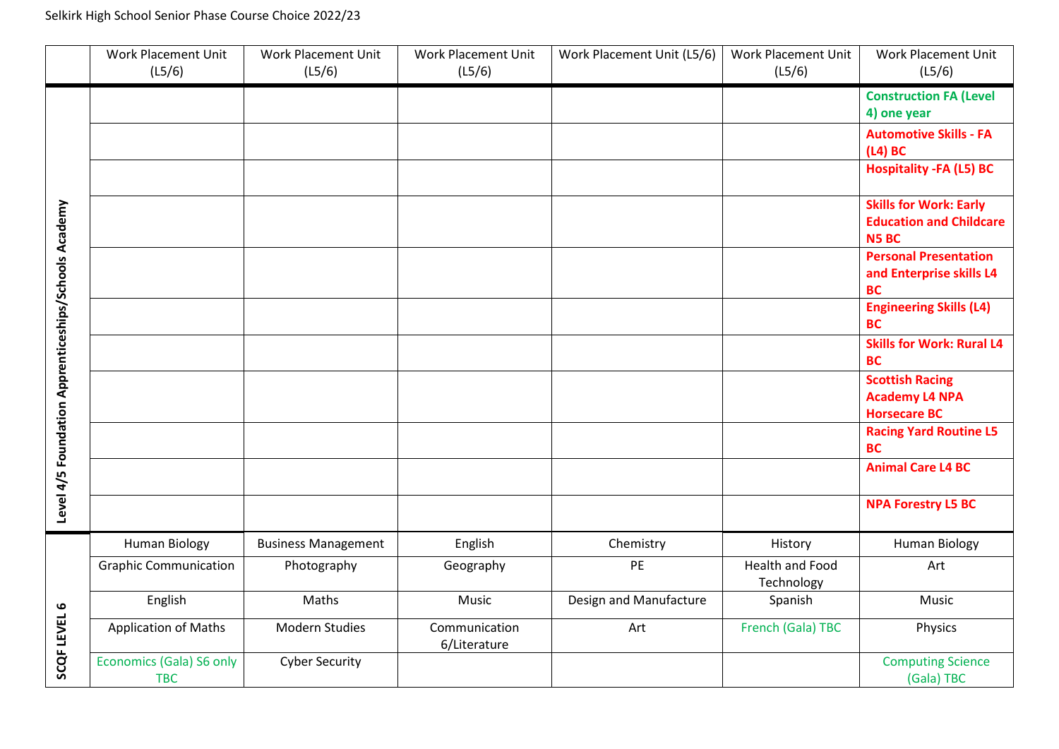Selkirk High School Senior Phase Course Choice 2022/23

| | Work Placement Unit (L5/6) | Work Placement Unit (L5/6) | Work Placement Unit (L5/6) | Work Placement Unit (L5/6) | Work Placement Unit (L5/6) | Work Placement Unit (L5/6) |
|---|---|---|---|---|---|---|
| **Level 4/5 Foundation Apprenticeships/Schools Academy** | | | | | | **Construction FA (Level 4) one year** |
| | | | | | | **Automotive Skills - FA (L4) BC** |
| | | | | | | **Hospitality -FA (L5) BC** |
| | | | | | | **Skills for Work: Early Education and Childcare N5 BC** |
| | | | | | | **Personal Presentation and Enterprise skills L4 BC** |
| | | | | | | **Engineering Skills (L4) BC** |
| | | | | | | **Skills for Work: Rural L4 BC** |
| | | | | | | **Scottish Racing Academy L4 NPA Horsecare BC** |
| | | | | | | **Racing Yard Routine L5 BC** |
| | | | | | | **Animal Care L4 BC** |
| | | | | | | **NPA Forestry L5 BC** |
| **SCQF LEVEL 6** | Human Biology | Business Management | English | Chemistry | History | Human Biology |
| | Graphic Communication | Photography | Geography | PE | Health and Food Technology | Art |
| | English | Maths | Music | Design and Manufacture | Spanish | Music |
| | Application of Maths | Modern Studies | Communication 6/Literature | Art | French (Gala) TBC | Physics |
| | Economics (Gala) S6 only TBC | Cyber Security | | | | Computing Science (Gala) TBC |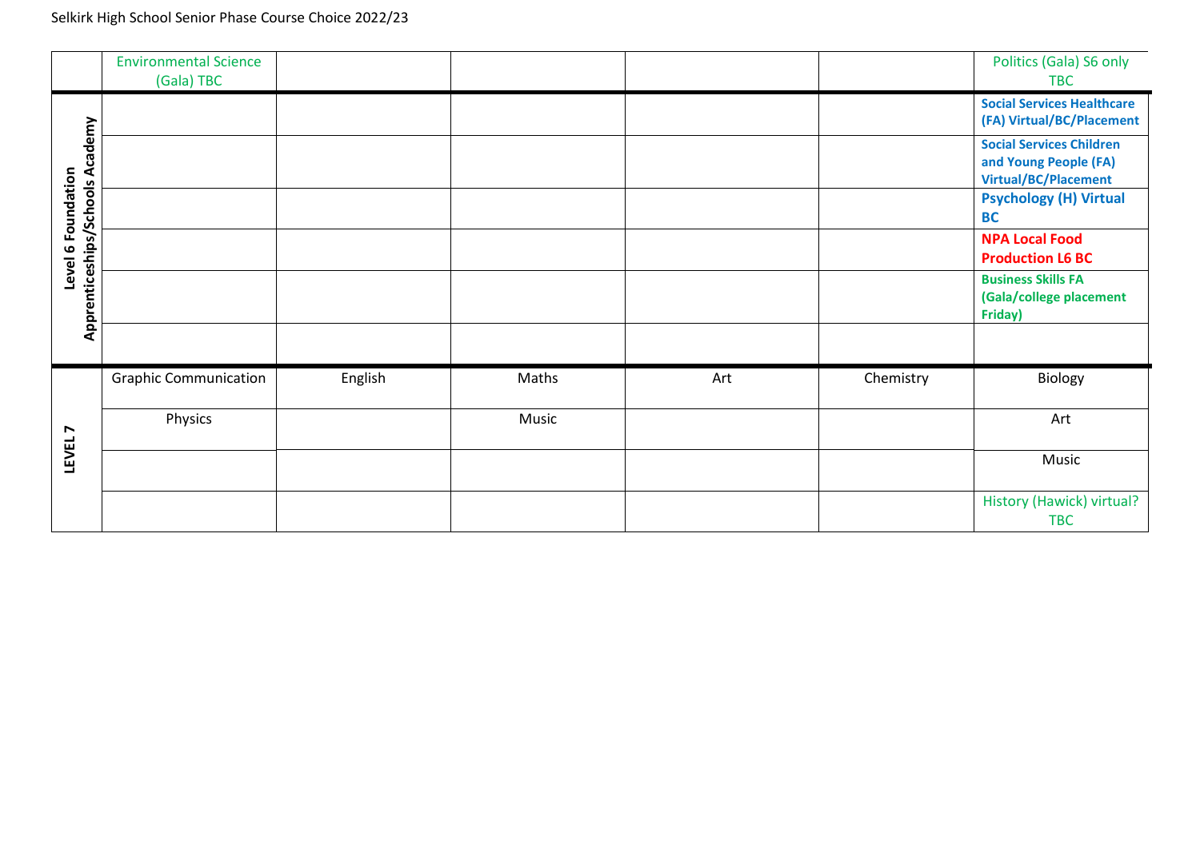| | | | | | | |
|---|---|---|---|---|---|---|
| | Environmental Science (Gala) TBC | | | | | Politics (Gala) S6 only TBC |
| **Level 6 Foundation Apprenticeships/Schools Academy** | | | | | | **Social Services Healthcare (FA) Virtual/BC/Placement** |
| | | | | | | **Social Services Children and Young People (FA) Virtual/BC/Placement** |
| | | | | | | **Psychology (H) Virtual BC** |
| | | | | | | **NPA Local Food Production L6 BC** |
| | | | | | | **Business Skills FA (Gala/college placement Friday)** |
| | | | | | | |
| **LEVEL 7** | Graphic Communication | English | Maths | Art | Chemistry | Biology |
| | Physics | | Music | | | Art |
| | | | | | | Music |
| | | | | | | History (Hawick) virtual? TBC |